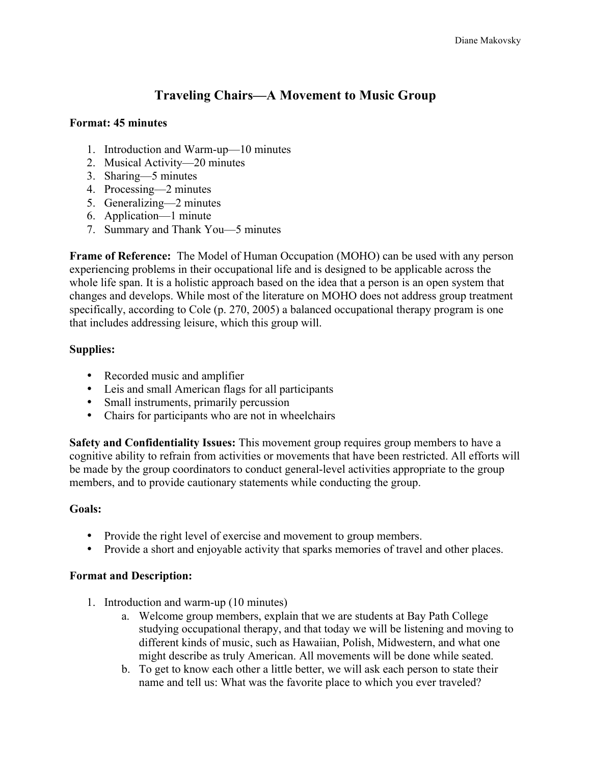# Traveling Chairs—A Movement to Music Group

**Format: 45 minutes**

1. Introduction and Warm-up—10 minutes
2. Musical Activity—20 minutes
3. Sharing—5 minutes
4. Processing—2 minutes
5. Generalizing—2 minutes
6. Application—1 minute
7. Summary and Thank You—5 minutes

**Frame of Reference:** The Model of Human Occupation (MOHO) can be used with any person experiencing problems in their occupational life and is designed to be applicable across the whole life span. It is a holistic approach based on the idea that a person is an open system that changes and develops. While most of the literature on MOHO does not address group treatment specifically, according to Cole (p. 270, 2005) a balanced occupational therapy program is one that includes addressing leisure, which this group will.

**Supplies:**

- Recorded music and amplifier
- Leis and small American flags for all participants
- Small instruments, primarily percussion
- Chairs for participants who are not in wheelchairs

**Safety and Confidentiality Issues:** This movement group requires group members to have a cognitive ability to refrain from activities or movements that have been restricted. All efforts will be made by the group coordinators to conduct general-level activities appropriate to the group members, and to provide cautionary statements while conducting the group.

**Goals:**

- Provide the right level of exercise and movement to group members.
- Provide a short and enjoyable activity that sparks memories of travel and other places.

**Format and Description:**

1. Introduction and warm-up (10 minutes)
   a. Welcome group members, explain that we are students at Bay Path College studying occupational therapy, and that today we will be listening and moving to different kinds of music, such as Hawaiian, Polish, Midwestern, and what one might describe as truly American. All movements will be done while seated.
   b. To get to know each other a little better, we will ask each person to state their name and tell us: What was the favorite place to which you ever traveled?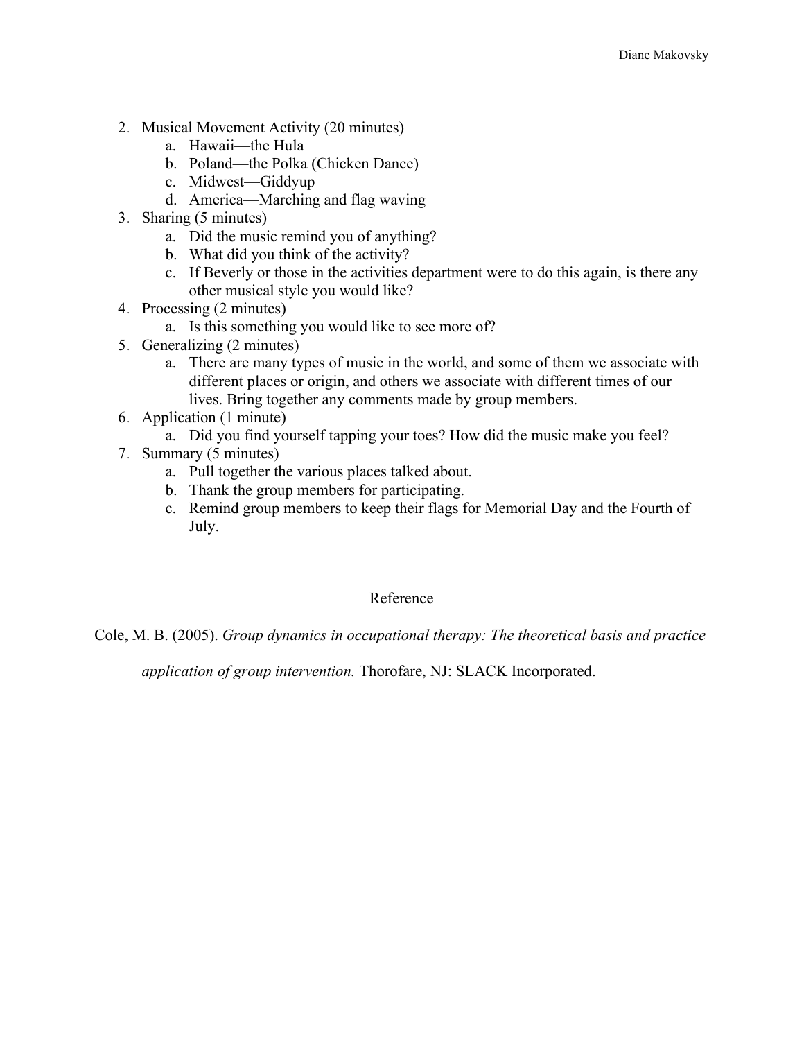2. Musical Movement Activity (20 minutes)
    a. Hawaii—the Hula
    b. Poland—the Polka (Chicken Dance)
    c. Midwest—Giddyup
    d. America—Marching and flag waving
3. Sharing (5 minutes)
    a. Did the music remind you of anything?
    b. What did you think of the activity?
    c. If Beverly or those in the activities department were to do this again, is there any other musical style you would like?
4. Processing (2 minutes)
    a. Is this something you would like to see more of?
5. Generalizing (2 minutes)
    a. There are many types of music in the world, and some of them we associate with different places or origin, and others we associate with different times of our lives. Bring together any comments made by group members.
6. Application (1 minute)
    a. Did you find yourself tapping your toes? How did the music make you feel?
7. Summary (5 minutes)
    a. Pull together the various places talked about.
    b. Thank the group members for participating.
    c. Remind group members to keep their flags for Memorial Day and the Fourth of July.

## Reference

Cole, M. B. (2005). *Group dynamics in occupational therapy: The theoretical basis and practice application of group intervention.* Thorofare, NJ: SLACK Incorporated.